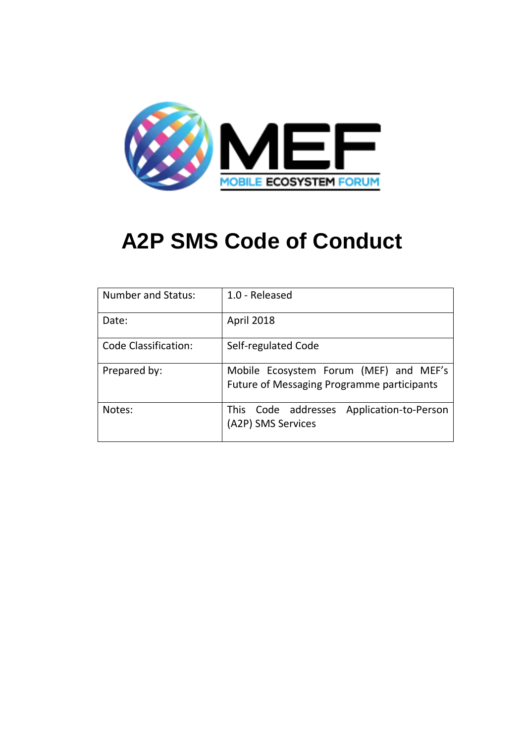MEF

MOBILE ECOSYSTEM FORUM

# A2P SMS Code of Conduct

| Number and Status: | 1.0 - Released |
| --- | --- |
| Date: | April 2018 |
| Code Classification: | Self-regulated Code |
| Prepared by: | Mobile Ecosystem Forum (MEF) and MEF's Future of Messaging Programme participants |
| Notes: | This Code addresses Application-to-Person (A2P) SMS Services |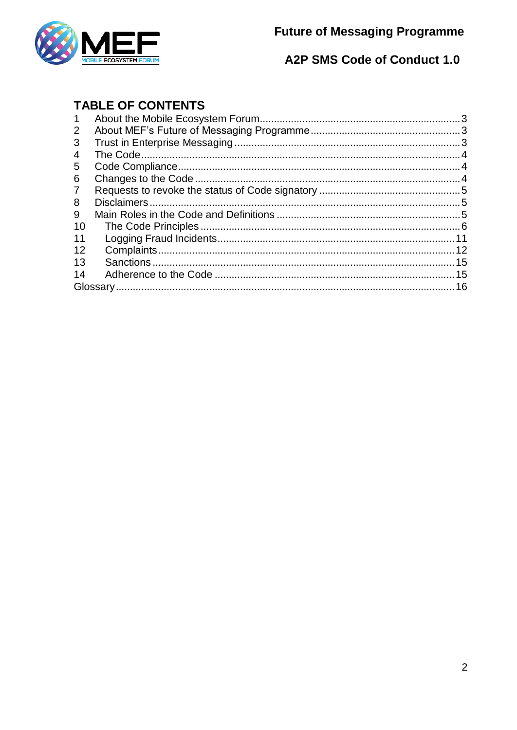## TABLE OF CONTENTS

1 About the Mobile Ecosystem Forum ..... 3
2 About MEF's Future of Messaging Programme ..... 3
3 Trust in Enterprise Messaging ..... 3
4 The Code ..... 4
5 Code Compliance ..... 4
6 Changes to the Code ..... 4
7 Requests to revoke the status of Code signatory ..... 5
8 Disclaimers ..... 5
9 Main Roles in the Code and Definitions ..... 5
10 The Code Principles ..... 6
11 Logging Fraud Incidents ..... 11
12 Complaints ..... 12
13 Sanctions ..... 15
14 Adherence to the Code ..... 15
Glossary ..... 16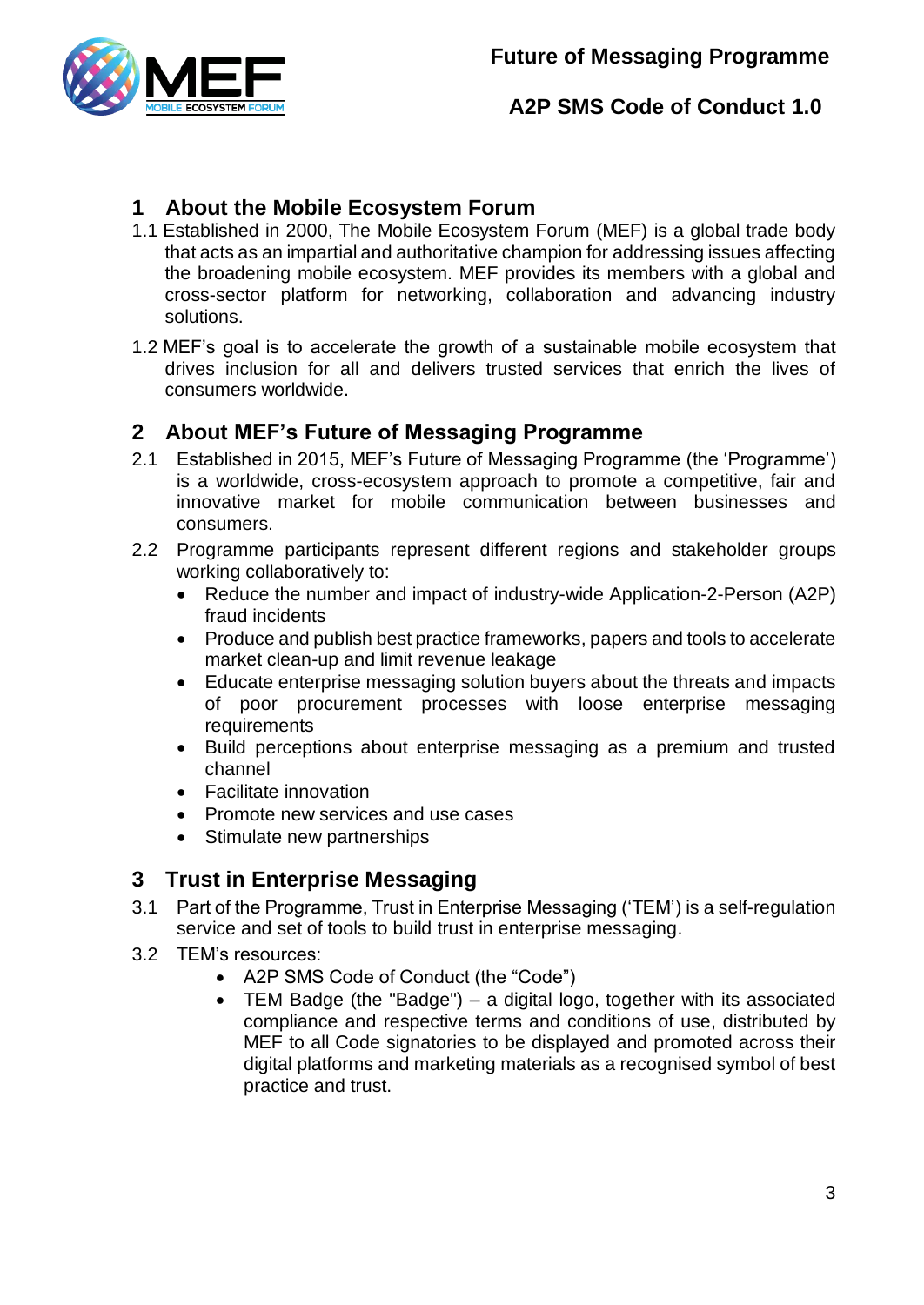## 1 About the Mobile Ecosystem Forum

1.1 Established in 2000, The Mobile Ecosystem Forum (MEF) is a global trade body that acts as an impartial and authoritative champion for addressing issues affecting the broadening mobile ecosystem. MEF provides its members with a global and cross-sector platform for networking, collaboration and advancing industry solutions.

1.2 MEF's goal is to accelerate the growth of a sustainable mobile ecosystem that drives inclusion for all and delivers trusted services that enrich the lives of consumers worldwide.

## 2 About MEF's Future of Messaging Programme

2.1 Established in 2015, MEF's Future of Messaging Programme (the 'Programme') is a worldwide, cross-ecosystem approach to promote a competitive, fair and innovative market for mobile communication between businesses and consumers.

2.2 Programme participants represent different regions and stakeholder groups working collaboratively to:

- Reduce the number and impact of industry-wide Application-2-Person (A2P) fraud incidents
- Produce and publish best practice frameworks, papers and tools to accelerate market clean-up and limit revenue leakage
- Educate enterprise messaging solution buyers about the threats and impacts of poor procurement processes with loose enterprise messaging requirements
- Build perceptions about enterprise messaging as a premium and trusted channel
- Facilitate innovation
- Promote new services and use cases
- Stimulate new partnerships

## 3 Trust in Enterprise Messaging

3.1 Part of the Programme, Trust in Enterprise Messaging ('TEM') is a self-regulation service and set of tools to build trust in enterprise messaging.

3.2 TEM's resources:

- A2P SMS Code of Conduct (the "Code")
- TEM Badge (the "Badge") – a digital logo, together with its associated compliance and respective terms and conditions of use, distributed by MEF to all Code signatories to be displayed and promoted across their digital platforms and marketing materials as a recognised symbol of best practice and trust.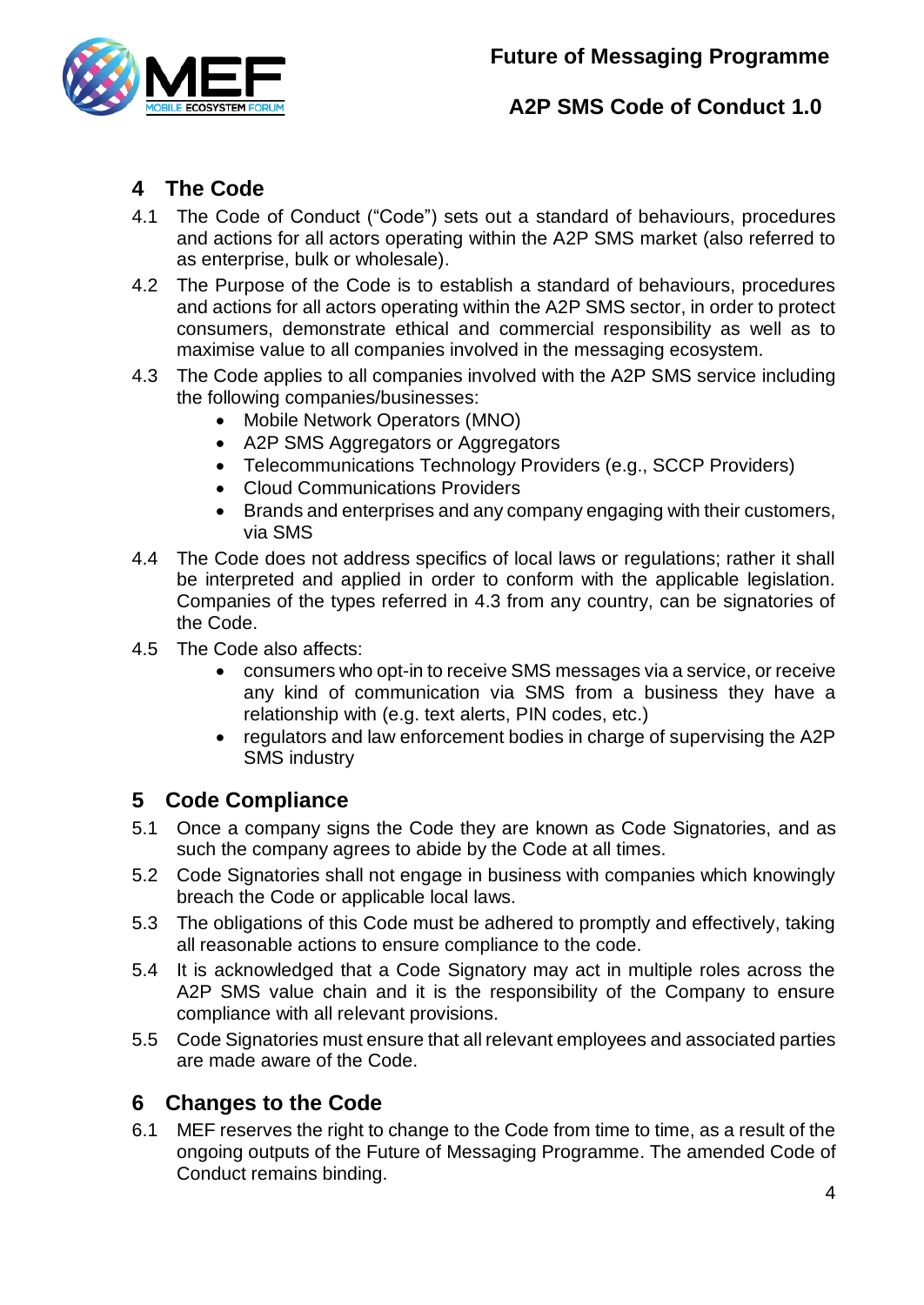## 4 The Code

4.1 The Code of Conduct ("Code") sets out a standard of behaviours, procedures and actions for all actors operating within the A2P SMS market (also referred to as enterprise, bulk or wholesale).

4.2 The Purpose of the Code is to establish a standard of behaviours, procedures and actions for all actors operating within the A2P SMS sector, in order to protect consumers, demonstrate ethical and commercial responsibility as well as to maximise value to all companies involved in the messaging ecosystem.

4.3 The Code applies to all companies involved with the A2P SMS service including the following companies/businesses:

- Mobile Network Operators (MNO)
- A2P SMS Aggregators or Aggregators
- Telecommunications Technology Providers (e.g., SCCP Providers)
- Cloud Communications Providers
- Brands and enterprises and any company engaging with their customers, via SMS

4.4 The Code does not address specifics of local laws or regulations; rather it shall be interpreted and applied in order to conform with the applicable legislation. Companies of the types referred in 4.3 from any country, can be signatories of the Code.

4.5 The Code also affects:

- consumers who opt-in to receive SMS messages via a service, or receive any kind of communication via SMS from a business they have a relationship with (e.g. text alerts, PIN codes, etc.)
- regulators and law enforcement bodies in charge of supervising the A2P SMS industry

## 5 Code Compliance

5.1 Once a company signs the Code they are known as Code Signatories, and as such the company agrees to abide by the Code at all times.

5.2 Code Signatories shall not engage in business with companies which knowingly breach the Code or applicable local laws.

5.3 The obligations of this Code must be adhered to promptly and effectively, taking all reasonable actions to ensure compliance to the code.

5.4 It is acknowledged that a Code Signatory may act in multiple roles across the A2P SMS value chain and it is the responsibility of the Company to ensure compliance with all relevant provisions.

5.5 Code Signatories must ensure that all relevant employees and associated parties are made aware of the Code.

## 6 Changes to the Code

6.1 MEF reserves the right to change to the Code from time to time, as a result of the ongoing outputs of the Future of Messaging Programme. The amended Code of Conduct remains binding.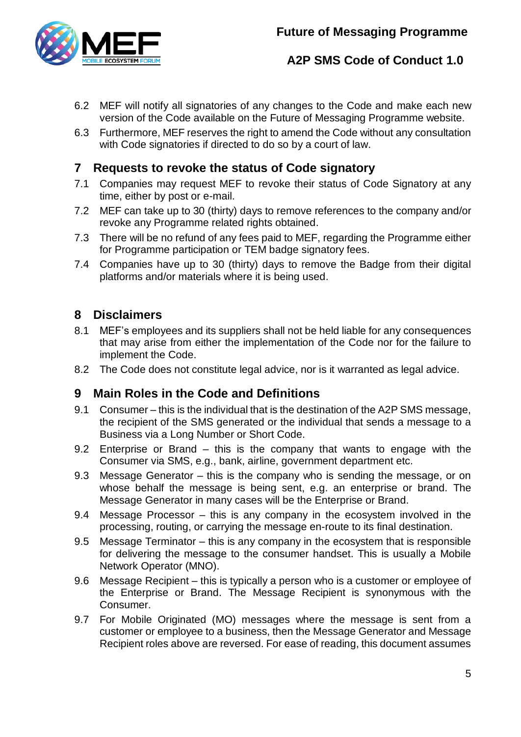6.2 MEF will notify all signatories of any changes to the Code and make each new version of the Code available on the Future of Messaging Programme website.

6.3 Furthermore, MEF reserves the right to amend the Code without any consultation with Code signatories if directed to do so by a court of law.

## 7 Requests to revoke the status of Code signatory

7.1 Companies may request MEF to revoke their status of Code Signatory at any time, either by post or e-mail.

7.2 MEF can take up to 30 (thirty) days to remove references to the company and/or revoke any Programme related rights obtained.

7.3 There will be no refund of any fees paid to MEF, regarding the Programme either for Programme participation or TEM badge signatory fees.

7.4 Companies have up to 30 (thirty) days to remove the Badge from their digital platforms and/or materials where it is being used.

## 8 Disclaimers

8.1 MEF's employees and its suppliers shall not be held liable for any consequences that may arise from either the implementation of the Code nor for the failure to implement the Code.

8.2 The Code does not constitute legal advice, nor is it warranted as legal advice.

## 9 Main Roles in the Code and Definitions

9.1 Consumer – this is the individual that is the destination of the A2P SMS message, the recipient of the SMS generated or the individual that sends a message to a Business via a Long Number or Short Code.

9.2 Enterprise or Brand – this is the company that wants to engage with the Consumer via SMS, e.g., bank, airline, government department etc.

9.3 Message Generator – this is the company who is sending the message, or on whose behalf the message is being sent, e.g. an enterprise or brand. The Message Generator in many cases will be the Enterprise or Brand.

9.4 Message Processor – this is any company in the ecosystem involved in the processing, routing, or carrying the message en-route to its final destination.

9.5 Message Terminator – this is any company in the ecosystem that is responsible for delivering the message to the consumer handset. This is usually a Mobile Network Operator (MNO).

9.6 Message Recipient – this is typically a person who is a customer or employee of the Enterprise or Brand. The Message Recipient is synonymous with the Consumer.

9.7 For Mobile Originated (MO) messages where the message is sent from a customer or employee to a business, then the Message Generator and Message Recipient roles above are reversed. For ease of reading, this document assumes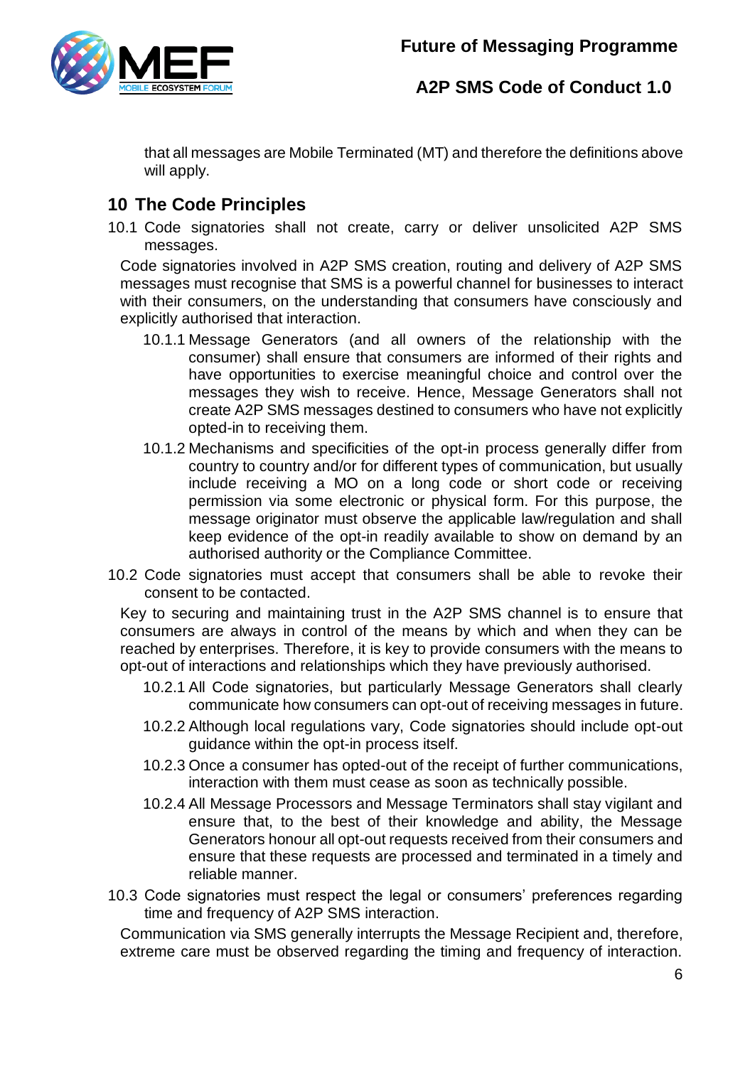that all messages are Mobile Terminated (MT) and therefore the definitions above will apply.

## 10 The Code Principles

10.1 Code signatories shall not create, carry or deliver unsolicited A2P SMS messages.

Code signatories involved in A2P SMS creation, routing and delivery of A2P SMS messages must recognise that SMS is a powerful channel for businesses to interact with their consumers, on the understanding that consumers have consciously and explicitly authorised that interaction.

10.1.1 Message Generators (and all owners of the relationship with the consumer) shall ensure that consumers are informed of their rights and have opportunities to exercise meaningful choice and control over the messages they wish to receive. Hence, Message Generators shall not create A2P SMS messages destined to consumers who have not explicitly opted-in to receiving them.

10.1.2 Mechanisms and specificities of the opt-in process generally differ from country to country and/or for different types of communication, but usually include receiving a MO on a long code or short code or receiving permission via some electronic or physical form. For this purpose, the message originator must observe the applicable law/regulation and shall keep evidence of the opt-in readily available to show on demand by an authorised authority or the Compliance Committee.

10.2 Code signatories must accept that consumers shall be able to revoke their consent to be contacted.

Key to securing and maintaining trust in the A2P SMS channel is to ensure that consumers are always in control of the means by which and when they can be reached by enterprises. Therefore, it is key to provide consumers with the means to opt-out of interactions and relationships which they have previously authorised.

10.2.1 All Code signatories, but particularly Message Generators shall clearly communicate how consumers can opt-out of receiving messages in future.

10.2.2 Although local regulations vary, Code signatories should include opt-out guidance within the opt-in process itself.

10.2.3 Once a consumer has opted-out of the receipt of further communications, interaction with them must cease as soon as technically possible.

10.2.4 All Message Processors and Message Terminators shall stay vigilant and ensure that, to the best of their knowledge and ability, the Message Generators honour all opt-out requests received from their consumers and ensure that these requests are processed and terminated in a timely and reliable manner.

10.3 Code signatories must respect the legal or consumers' preferences regarding time and frequency of A2P SMS interaction.

Communication via SMS generally interrupts the Message Recipient and, therefore, extreme care must be observed regarding the timing and frequency of interaction.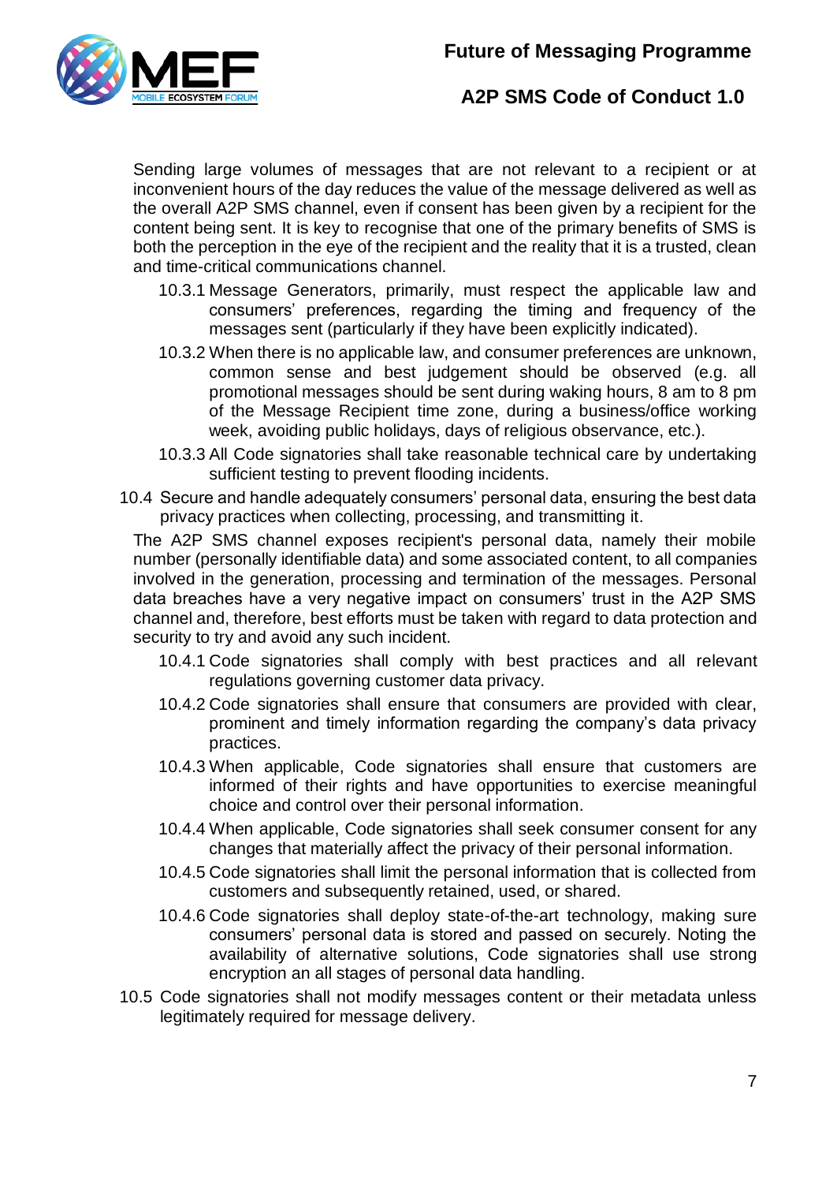Sending large volumes of messages that are not relevant to a recipient or at inconvenient hours of the day reduces the value of the message delivered as well as the overall A2P SMS channel, even if consent has been given by a recipient for the content being sent. It is key to recognise that one of the primary benefits of SMS is both the perception in the eye of the recipient and the reality that it is a trusted, clean and time-critical communications channel.

- 10.3.1 Message Generators, primarily, must respect the applicable law and consumers' preferences, regarding the timing and frequency of the messages sent (particularly if they have been explicitly indicated).
- 10.3.2 When there is no applicable law, and consumer preferences are unknown, common sense and best judgement should be observed (e.g. all promotional messages should be sent during waking hours, 8 am to 8 pm of the Message Recipient time zone, during a business/office working week, avoiding public holidays, days of religious observance, etc.).
- 10.3.3 All Code signatories shall take reasonable technical care by undertaking sufficient testing to prevent flooding incidents.

10.4 Secure and handle adequately consumers' personal data, ensuring the best data privacy practices when collecting, processing, and transmitting it.

The A2P SMS channel exposes recipient's personal data, namely their mobile number (personally identifiable data) and some associated content, to all companies involved in the generation, processing and termination of the messages. Personal data breaches have a very negative impact on consumers' trust in the A2P SMS channel and, therefore, best efforts must be taken with regard to data protection and security to try and avoid any such incident.

- 10.4.1 Code signatories shall comply with best practices and all relevant regulations governing customer data privacy.
- 10.4.2 Code signatories shall ensure that consumers are provided with clear, prominent and timely information regarding the company's data privacy practices.
- 10.4.3 When applicable, Code signatories shall ensure that customers are informed of their rights and have opportunities to exercise meaningful choice and control over their personal information.
- 10.4.4 When applicable, Code signatories shall seek consumer consent for any changes that materially affect the privacy of their personal information.
- 10.4.5 Code signatories shall limit the personal information that is collected from customers and subsequently retained, used, or shared.
- 10.4.6 Code signatories shall deploy state-of-the-art technology, making sure consumers' personal data is stored and passed on securely. Noting the availability of alternative solutions, Code signatories shall use strong encryption an all stages of personal data handling.

10.5 Code signatories shall not modify messages content or their metadata unless legitimately required for message delivery.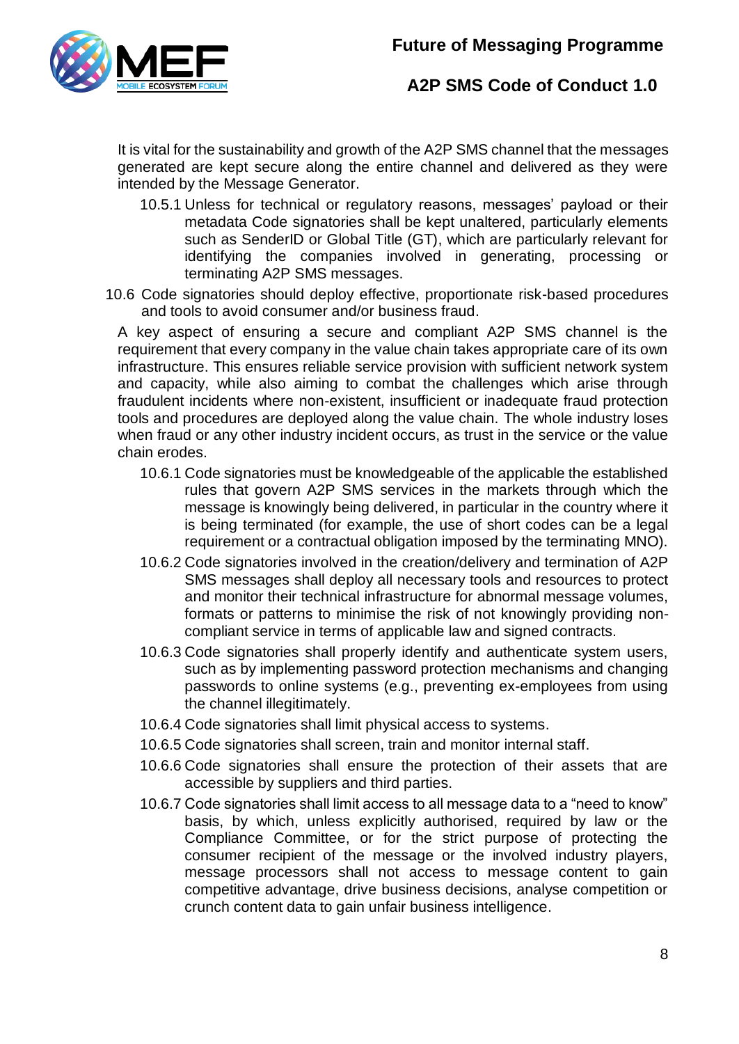It is vital for the sustainability and growth of the A2P SMS channel that the messages generated are kept secure along the entire channel and delivered as they were intended by the Message Generator.

- 10.5.1 Unless for technical or regulatory reasons, messages' payload or their metadata Code signatories shall be kept unaltered, particularly elements such as SenderID or Global Title (GT), which are particularly relevant for identifying the companies involved in generating, processing or terminating A2P SMS messages.

10.6 Code signatories should deploy effective, proportionate risk-based procedures and tools to avoid consumer and/or business fraud.

A key aspect of ensuring a secure and compliant A2P SMS channel is the requirement that every company in the value chain takes appropriate care of its own infrastructure. This ensures reliable service provision with sufficient network system and capacity, while also aiming to combat the challenges which arise through fraudulent incidents where non-existent, insufficient or inadequate fraud protection tools and procedures are deployed along the value chain. The whole industry loses when fraud or any other industry incident occurs, as trust in the service or the value chain erodes.

- 10.6.1 Code signatories must be knowledgeable of the applicable the established rules that govern A2P SMS services in the markets through which the message is knowingly being delivered, in particular in the country where it is being terminated (for example, the use of short codes can be a legal requirement or a contractual obligation imposed by the terminating MNO).
- 10.6.2 Code signatories involved in the creation/delivery and termination of A2P SMS messages shall deploy all necessary tools and resources to protect and monitor their technical infrastructure for abnormal message volumes, formats or patterns to minimise the risk of not knowingly providing non-compliant service in terms of applicable law and signed contracts.
- 10.6.3 Code signatories shall properly identify and authenticate system users, such as by implementing password protection mechanisms and changing passwords to online systems (e.g., preventing ex-employees from using the channel illegitimately.
- 10.6.4 Code signatories shall limit physical access to systems.
- 10.6.5 Code signatories shall screen, train and monitor internal staff.
- 10.6.6 Code signatories shall ensure the protection of their assets that are accessible by suppliers and third parties.
- 10.6.7 Code signatories shall limit access to all message data to a "need to know" basis, by which, unless explicitly authorised, required by law or the Compliance Committee, or for the strict purpose of protecting the consumer recipient of the message or the involved industry players, message processors shall not access to message content to gain competitive advantage, drive business decisions, analyse competition or crunch content data to gain unfair business intelligence.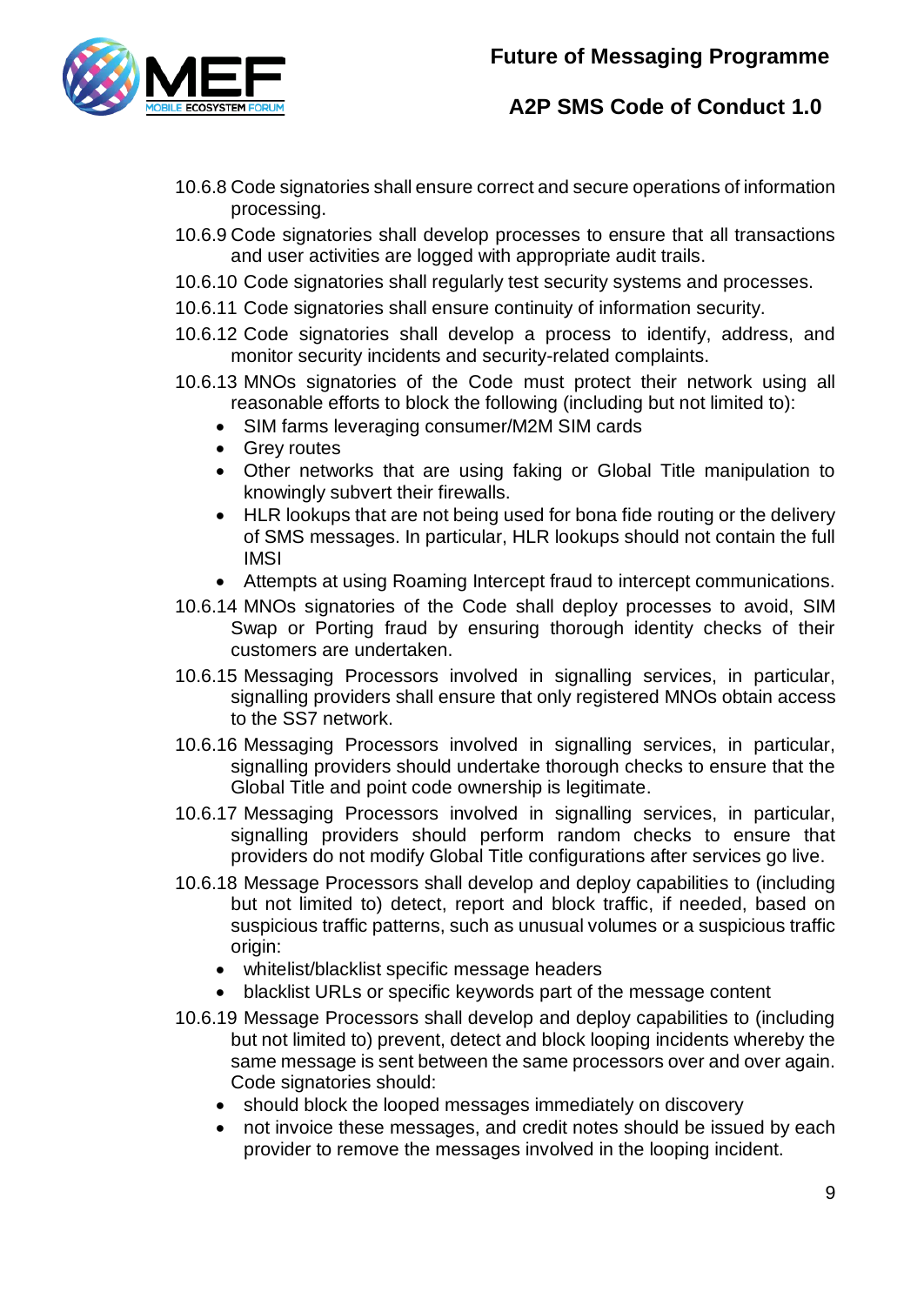10.6.8 Code signatories shall ensure correct and secure operations of information processing.

10.6.9 Code signatories shall develop processes to ensure that all transactions and user activities are logged with appropriate audit trails.

10.6.10 Code signatories shall regularly test security systems and processes.

10.6.11 Code signatories shall ensure continuity of information security.

10.6.12 Code signatories shall develop a process to identify, address, and monitor security incidents and security-related complaints.

10.6.13 MNOs signatories of the Code must protect their network using all reasonable efforts to block the following (including but not limited to):

- SIM farms leveraging consumer/M2M SIM cards
- Grey routes
- Other networks that are using faking or Global Title manipulation to knowingly subvert their firewalls.
- HLR lookups that are not being used for bona fide routing or the delivery of SMS messages. In particular, HLR lookups should not contain the full IMSI
- Attempts at using Roaming Intercept fraud to intercept communications.

10.6.14 MNOs signatories of the Code shall deploy processes to avoid, SIM Swap or Porting fraud by ensuring thorough identity checks of their customers are undertaken.

10.6.15 Messaging Processors involved in signalling services, in particular, signalling providers shall ensure that only registered MNOs obtain access to the SS7 network.

10.6.16 Messaging Processors involved in signalling services, in particular, signalling providers should undertake thorough checks to ensure that the Global Title and point code ownership is legitimate.

10.6.17 Messaging Processors involved in signalling services, in particular, signalling providers should perform random checks to ensure that providers do not modify Global Title configurations after services go live.

10.6.18 Message Processors shall develop and deploy capabilities to (including but not limited to) detect, report and block traffic, if needed, based on suspicious traffic patterns, such as unusual volumes or a suspicious traffic origin:

- whitelist/blacklist specific message headers
- blacklist URLs or specific keywords part of the message content

10.6.19 Message Processors shall develop and deploy capabilities to (including but not limited to) prevent, detect and block looping incidents whereby the same message is sent between the same processors over and over again. Code signatories should:

- should block the looped messages immediately on discovery
- not invoice these messages, and credit notes should be issued by each provider to remove the messages involved in the looping incident.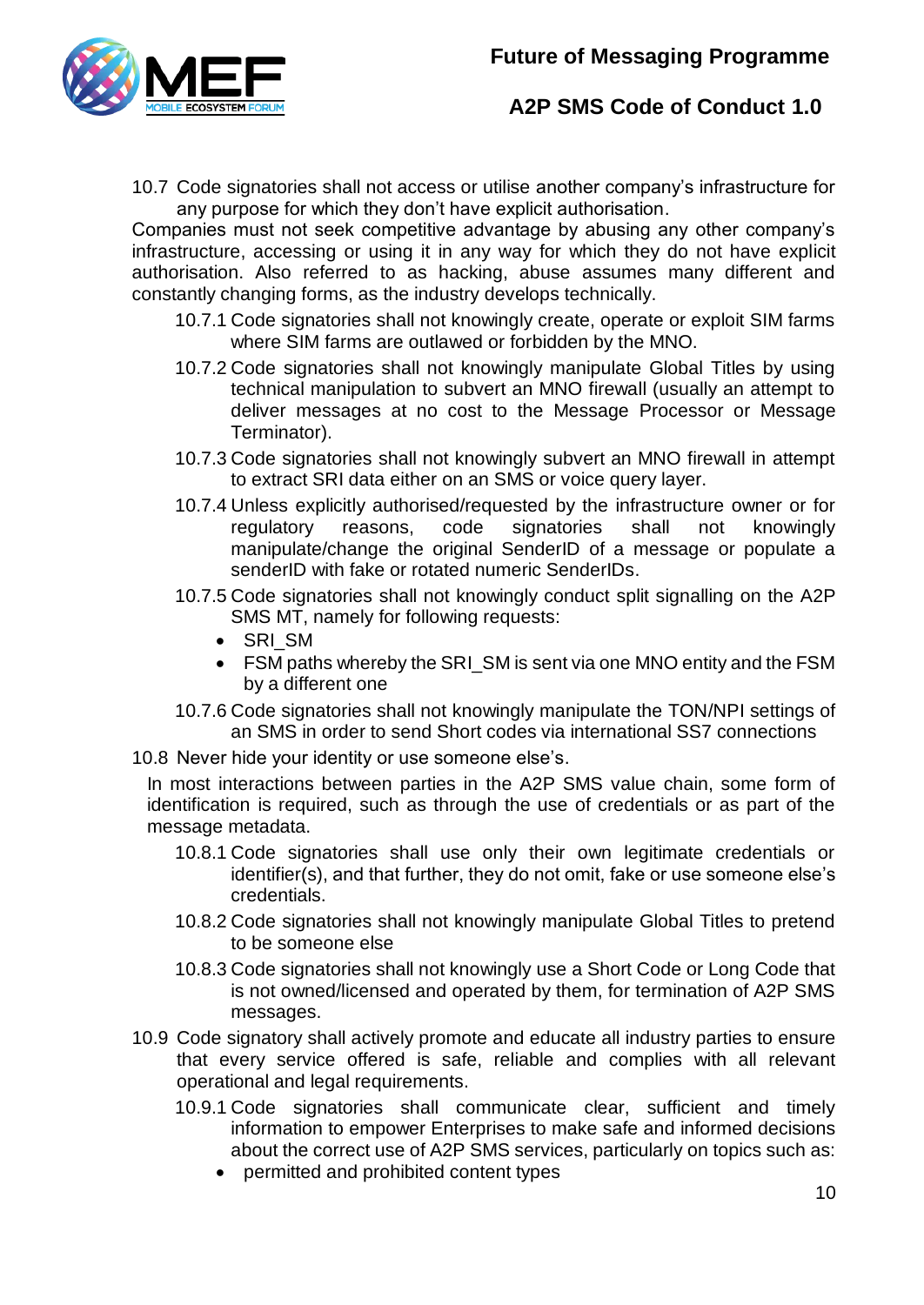10.7 Code signatories shall not access or utilise another company's infrastructure for any purpose for which they don't have explicit authorisation.

Companies must not seek competitive advantage by abusing any other company's infrastructure, accessing or using it in any way for which they do not have explicit authorisation. Also referred to as hacking, abuse assumes many different and constantly changing forms, as the industry develops technically.

10.7.1 Code signatories shall not knowingly create, operate or exploit SIM farms where SIM farms are outlawed or forbidden by the MNO.

10.7.2 Code signatories shall not knowingly manipulate Global Titles by using technical manipulation to subvert an MNO firewall (usually an attempt to deliver messages at no cost to the Message Processor or Message Terminator).

10.7.3 Code signatories shall not knowingly subvert an MNO firewall in attempt to extract SRI data either on an SMS or voice query layer.

10.7.4 Unless explicitly authorised/requested by the infrastructure owner or for regulatory reasons, code signatories shall not knowingly manipulate/change the original SenderID of a message or populate a senderID with fake or rotated numeric SenderIDs.

10.7.5 Code signatories shall not knowingly conduct split signalling on the A2P SMS MT, namely for following requests:

- SRI_SM
- FSM paths whereby the SRI_SM is sent via one MNO entity and the FSM by a different one

10.7.6 Code signatories shall not knowingly manipulate the TON/NPI settings of an SMS in order to send Short codes via international SS7 connections

10.8 Never hide your identity or use someone else's.

In most interactions between parties in the A2P SMS value chain, some form of identification is required, such as through the use of credentials or as part of the message metadata.

10.8.1 Code signatories shall use only their own legitimate credentials or identifier(s), and that further, they do not omit, fake or use someone else's credentials.

10.8.2 Code signatories shall not knowingly manipulate Global Titles to pretend to be someone else

10.8.3 Code signatories shall not knowingly use a Short Code or Long Code that is not owned/licensed and operated by them, for termination of A2P SMS messages.

10.9 Code signatory shall actively promote and educate all industry parties to ensure that every service offered is safe, reliable and complies with all relevant operational and legal requirements.

10.9.1 Code signatories shall communicate clear, sufficient and timely information to empower Enterprises to make safe and informed decisions about the correct use of A2P SMS services, particularly on topics such as:

- permitted and prohibited content types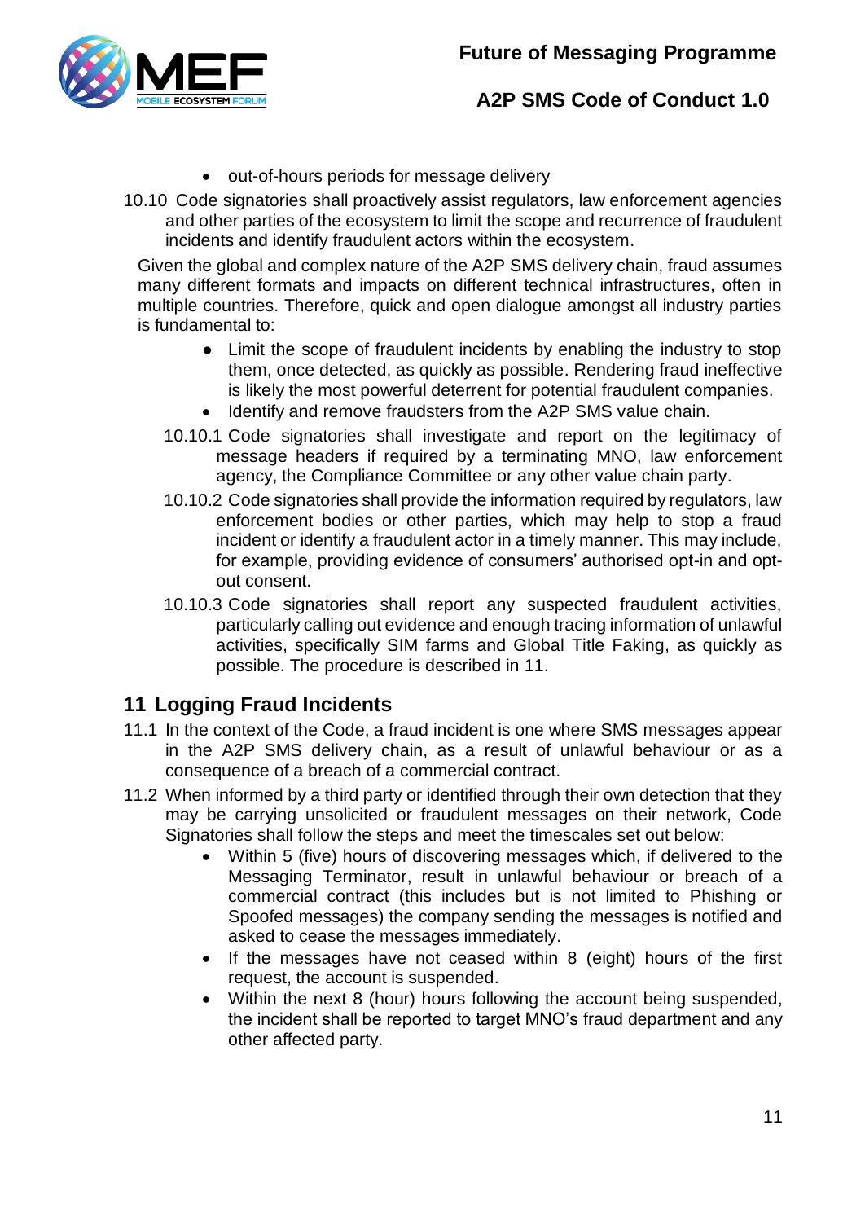- out-of-hours periods for message delivery

10.10 Code signatories shall proactively assist regulators, law enforcement agencies and other parties of the ecosystem to limit the scope and recurrence of fraudulent incidents and identify fraudulent actors within the ecosystem.

Given the global and complex nature of the A2P SMS delivery chain, fraud assumes many different formats and impacts on different technical infrastructures, often in multiple countries. Therefore, quick and open dialogue amongst all industry parties is fundamental to:

- Limit the scope of fraudulent incidents by enabling the industry to stop them, once detected, as quickly as possible. Rendering fraud ineffective is likely the most powerful deterrent for potential fraudulent companies.
- Identify and remove fraudsters from the A2P SMS value chain.

10.10.1 Code signatories shall investigate and report on the legitimacy of message headers if required by a terminating MNO, law enforcement agency, the Compliance Committee or any other value chain party.

10.10.2 Code signatories shall provide the information required by regulators, law enforcement bodies or other parties, which may help to stop a fraud incident or identify a fraudulent actor in a timely manner. This may include, for example, providing evidence of consumers' authorised opt-in and opt-out consent.

10.10.3 Code signatories shall report any suspected fraudulent activities, particularly calling out evidence and enough tracing information of unlawful activities, specifically SIM farms and Global Title Faking, as quickly as possible. The procedure is described in 11.

## 11 Logging Fraud Incidents

11.1 In the context of the Code, a fraud incident is one where SMS messages appear in the A2P SMS delivery chain, as a result of unlawful behaviour or as a consequence of a breach of a commercial contract.

11.2 When informed by a third party or identified through their own detection that they may be carrying unsolicited or fraudulent messages on their network, Code Signatories shall follow the steps and meet the timescales set out below:

- Within 5 (five) hours of discovering messages which, if delivered to the Messaging Terminator, result in unlawful behaviour or breach of a commercial contract (this includes but is not limited to Phishing or Spoofed messages) the company sending the messages is notified and asked to cease the messages immediately.
- If the messages have not ceased within 8 (eight) hours of the first request, the account is suspended.
- Within the next 8 (hour) hours following the account being suspended, the incident shall be reported to target MNO's fraud department and any other affected party.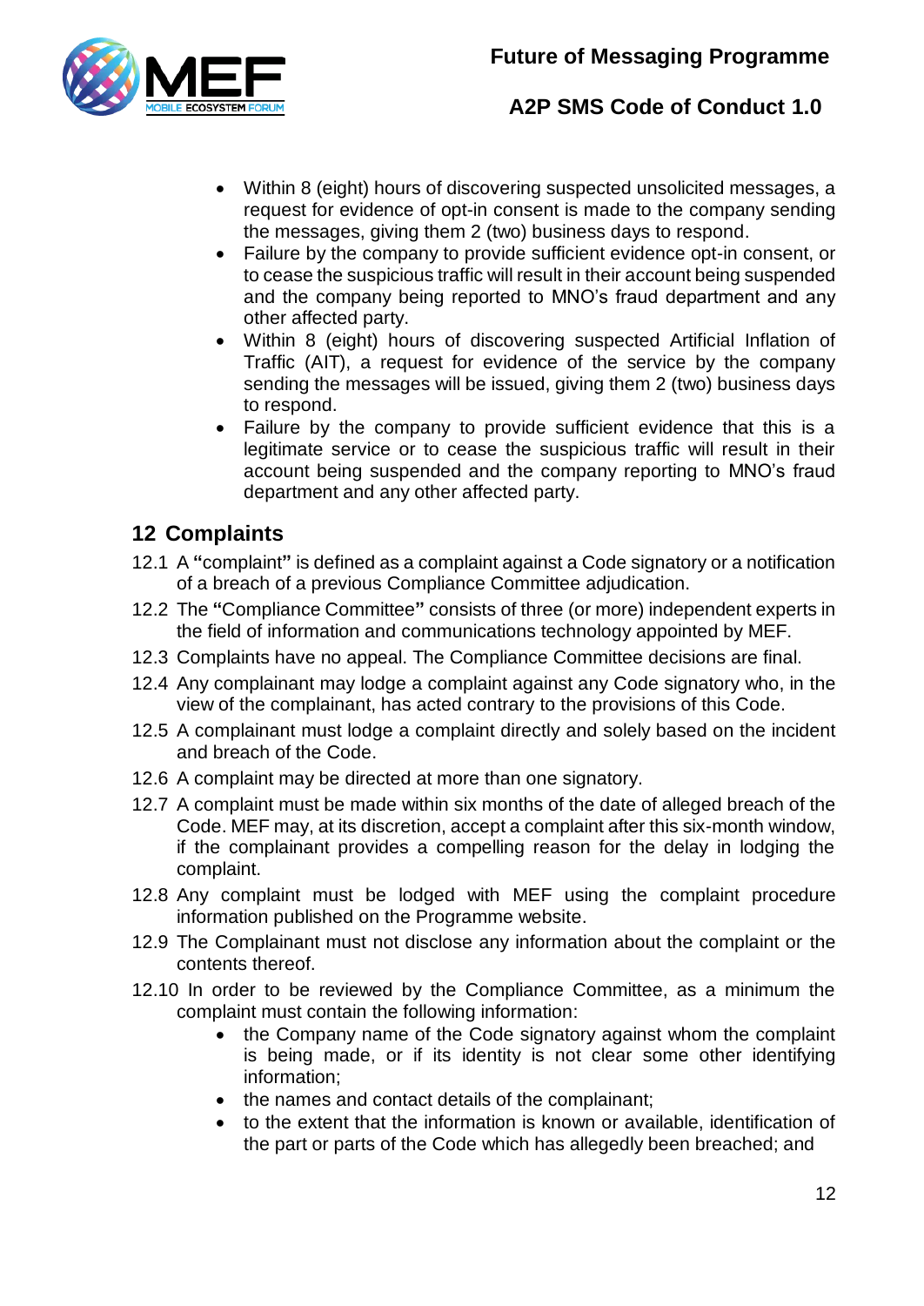- Within 8 (eight) hours of discovering suspected unsolicited messages, a request for evidence of opt-in consent is made to the company sending the messages, giving them 2 (two) business days to respond.
- Failure by the company to provide sufficient evidence opt-in consent, or to cease the suspicious traffic will result in their account being suspended and the company being reported to MNO's fraud department and any other affected party.
- Within 8 (eight) hours of discovering suspected Artificial Inflation of Traffic (AIT), a request for evidence of the service by the company sending the messages will be issued, giving them 2 (two) business days to respond.
- Failure by the company to provide sufficient evidence that this is a legitimate service or to cease the suspicious traffic will result in their account being suspended and the company reporting to MNO's fraud department and any other affected party.

## 12 Complaints

12.1 A **"**complaint**"** is defined as a complaint against a Code signatory or a notification of a breach of a previous Compliance Committee adjudication.

12.2 The **"**Compliance Committee**"** consists of three (or more) independent experts in the field of information and communications technology appointed by MEF.

12.3 Complaints have no appeal. The Compliance Committee decisions are final.

12.4 Any complainant may lodge a complaint against any Code signatory who, in the view of the complainant, has acted contrary to the provisions of this Code.

12.5 A complainant must lodge a complaint directly and solely based on the incident and breach of the Code.

12.6 A complaint may be directed at more than one signatory.

12.7 A complaint must be made within six months of the date of alleged breach of the Code. MEF may, at its discretion, accept a complaint after this six-month window, if the complainant provides a compelling reason for the delay in lodging the complaint.

12.8 Any complaint must be lodged with MEF using the complaint procedure information published on the Programme website.

12.9 The Complainant must not disclose any information about the complaint or the contents thereof.

12.10 In order to be reviewed by the Compliance Committee, as a minimum the complaint must contain the following information:

- the Company name of the Code signatory against whom the complaint is being made, or if its identity is not clear some other identifying information;
- the names and contact details of the complainant;
- to the extent that the information is known or available, identification of the part or parts of the Code which has allegedly been breached; and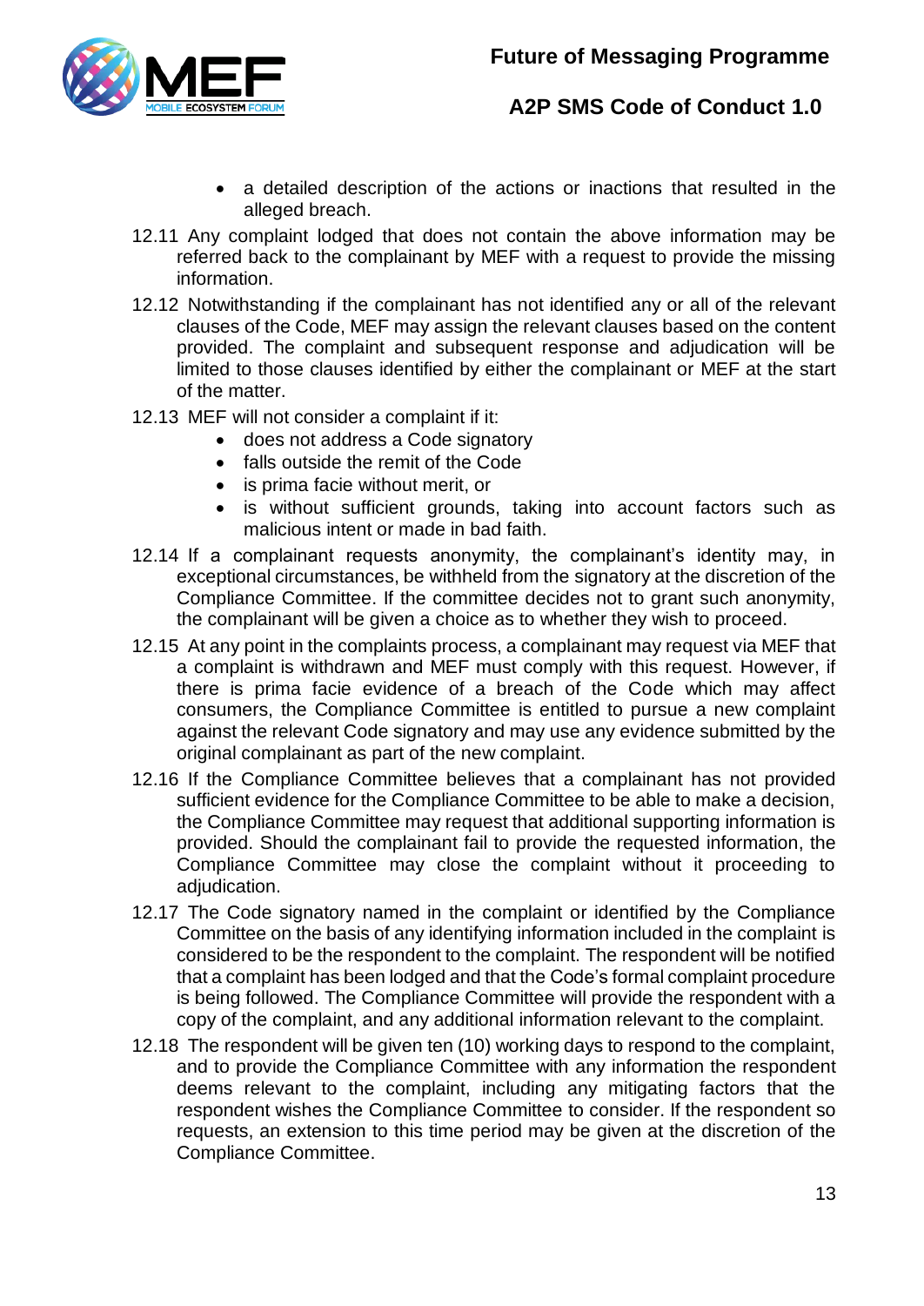- a detailed description of the actions or inactions that resulted in the alleged breach.

12.11 Any complaint lodged that does not contain the above information may be referred back to the complainant by MEF with a request to provide the missing information.

12.12 Notwithstanding if the complainant has not identified any or all of the relevant clauses of the Code, MEF may assign the relevant clauses based on the content provided. The complaint and subsequent response and adjudication will be limited to those clauses identified by either the complainant or MEF at the start of the matter.

12.13 MEF will not consider a complaint if it:

- does not address a Code signatory
- falls outside the remit of the Code
- is prima facie without merit, or
- is without sufficient grounds, taking into account factors such as malicious intent or made in bad faith.

12.14 If a complainant requests anonymity, the complainant's identity may, in exceptional circumstances, be withheld from the signatory at the discretion of the Compliance Committee. If the committee decides not to grant such anonymity, the complainant will be given a choice as to whether they wish to proceed.

12.15 At any point in the complaints process, a complainant may request via MEF that a complaint is withdrawn and MEF must comply with this request. However, if there is prima facie evidence of a breach of the Code which may affect consumers, the Compliance Committee is entitled to pursue a new complaint against the relevant Code signatory and may use any evidence submitted by the original complainant as part of the new complaint.

12.16 If the Compliance Committee believes that a complainant has not provided sufficient evidence for the Compliance Committee to be able to make a decision, the Compliance Committee may request that additional supporting information is provided. Should the complainant fail to provide the requested information, the Compliance Committee may close the complaint without it proceeding to adjudication.

12.17 The Code signatory named in the complaint or identified by the Compliance Committee on the basis of any identifying information included in the complaint is considered to be the respondent to the complaint. The respondent will be notified that a complaint has been lodged and that the Code's formal complaint procedure is being followed. The Compliance Committee will provide the respondent with a copy of the complaint, and any additional information relevant to the complaint.

12.18 The respondent will be given ten (10) working days to respond to the complaint, and to provide the Compliance Committee with any information the respondent deems relevant to the complaint, including any mitigating factors that the respondent wishes the Compliance Committee to consider. If the respondent so requests, an extension to this time period may be given at the discretion of the Compliance Committee.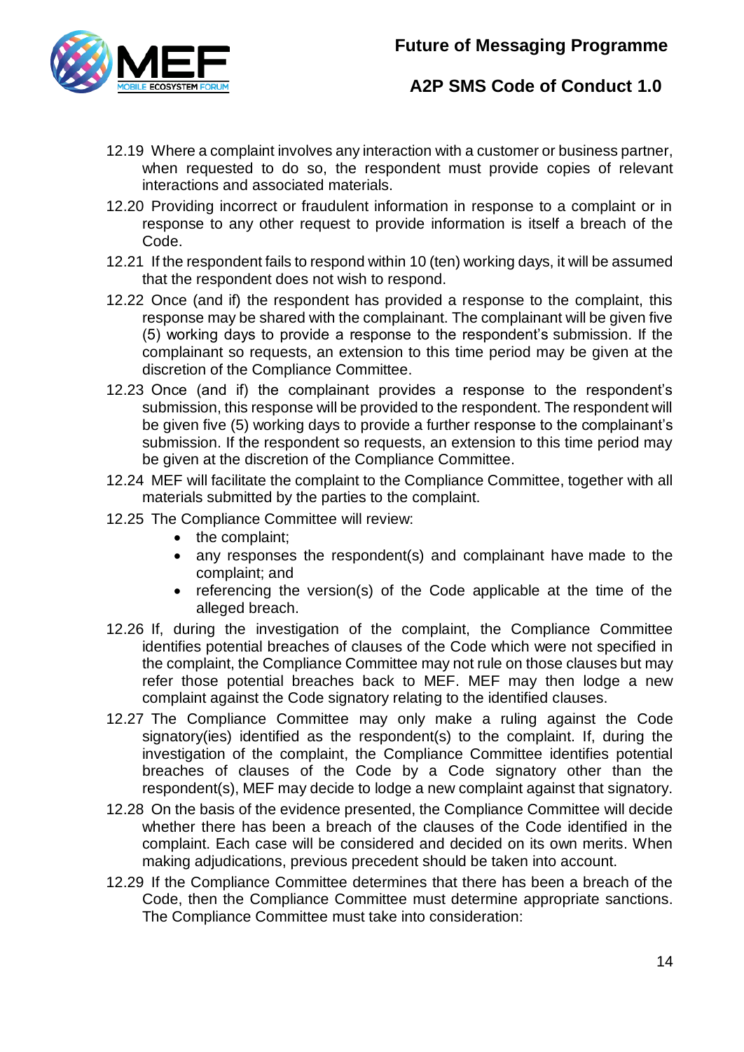12.19 Where a complaint involves any interaction with a customer or business partner, when requested to do so, the respondent must provide copies of relevant interactions and associated materials.

12.20 Providing incorrect or fraudulent information in response to a complaint or in response to any other request to provide information is itself a breach of the Code.

12.21 If the respondent fails to respond within 10 (ten) working days, it will be assumed that the respondent does not wish to respond.

12.22 Once (and if) the respondent has provided a response to the complaint, this response may be shared with the complainant. The complainant will be given five (5) working days to provide a response to the respondent's submission. If the complainant so requests, an extension to this time period may be given at the discretion of the Compliance Committee.

12.23 Once (and if) the complainant provides a response to the respondent's submission, this response will be provided to the respondent. The respondent will be given five (5) working days to provide a further response to the complainant's submission. If the respondent so requests, an extension to this time period may be given at the discretion of the Compliance Committee.

12.24 MEF will facilitate the complaint to the Compliance Committee, together with all materials submitted by the parties to the complaint.

12.25 The Compliance Committee will review:

- the complaint;
- any responses the respondent(s) and complainant have made to the complaint; and
- referencing the version(s) of the Code applicable at the time of the alleged breach.

12.26 If, during the investigation of the complaint, the Compliance Committee identifies potential breaches of clauses of the Code which were not specified in the complaint, the Compliance Committee may not rule on those clauses but may refer those potential breaches back to MEF. MEF may then lodge a new complaint against the Code signatory relating to the identified clauses.

12.27 The Compliance Committee may only make a ruling against the Code signatory(ies) identified as the respondent(s) to the complaint. If, during the investigation of the complaint, the Compliance Committee identifies potential breaches of clauses of the Code by a Code signatory other than the respondent(s), MEF may decide to lodge a new complaint against that signatory.

12.28 On the basis of the evidence presented, the Compliance Committee will decide whether there has been a breach of the clauses of the Code identified in the complaint. Each case will be considered and decided on its own merits. When making adjudications, previous precedent should be taken into account.

12.29 If the Compliance Committee determines that there has been a breach of the Code, then the Compliance Committee must determine appropriate sanctions. The Compliance Committee must take into consideration: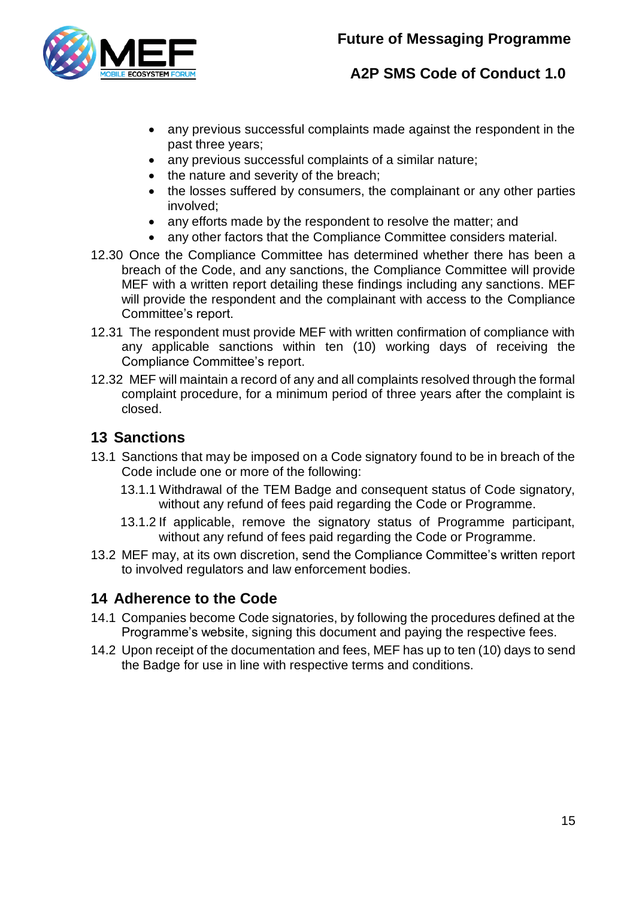- any previous successful complaints made against the respondent in the past three years;
- any previous successful complaints of a similar nature;
- the nature and severity of the breach;
- the losses suffered by consumers, the complainant or any other parties involved;
- any efforts made by the respondent to resolve the matter; and
- any other factors that the Compliance Committee considers material.

12.30 Once the Compliance Committee has determined whether there has been a breach of the Code, and any sanctions, the Compliance Committee will provide MEF with a written report detailing these findings including any sanctions. MEF will provide the respondent and the complainant with access to the Compliance Committee's report.

12.31 The respondent must provide MEF with written confirmation of compliance with any applicable sanctions within ten (10) working days of receiving the Compliance Committee's report.

12.32 MEF will maintain a record of any and all complaints resolved through the formal complaint procedure, for a minimum period of three years after the complaint is closed.

## 13 Sanctions

13.1 Sanctions that may be imposed on a Code signatory found to be in breach of the Code include one or more of the following:

13.1.1 Withdrawal of the TEM Badge and consequent status of Code signatory, without any refund of fees paid regarding the Code or Programme.

13.1.2 If applicable, remove the signatory status of Programme participant, without any refund of fees paid regarding the Code or Programme.

13.2 MEF may, at its own discretion, send the Compliance Committee's written report to involved regulators and law enforcement bodies.

## 14 Adherence to the Code

14.1 Companies become Code signatories, by following the procedures defined at the Programme's website, signing this document and paying the respective fees.

14.2 Upon receipt of the documentation and fees, MEF has up to ten (10) days to send the Badge for use in line with respective terms and conditions.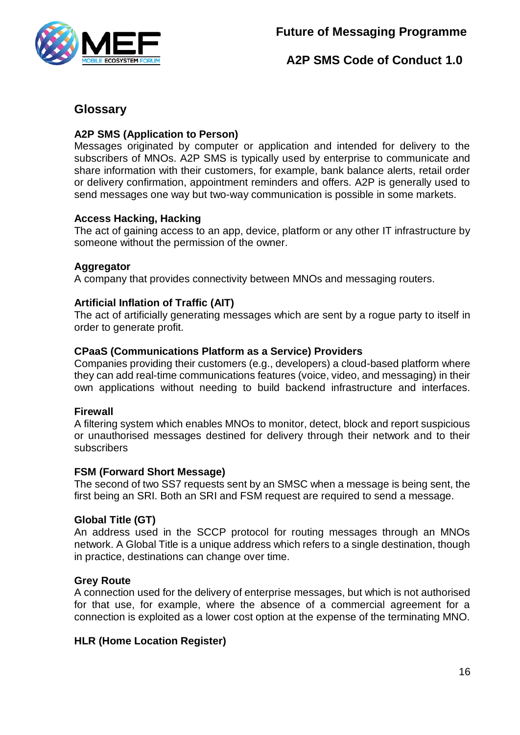## Glossary

**A2P SMS (Application to Person)**
Messages originated by computer or application and intended for delivery to the subscribers of MNOs. A2P SMS is typically used by enterprise to communicate and share information with their customers, for example, bank balance alerts, retail order or delivery confirmation, appointment reminders and offers. A2P is generally used to send messages one way but two-way communication is possible in some markets.

**Access Hacking, Hacking**
The act of gaining access to an app, device, platform or any other IT infrastructure by someone without the permission of the owner.

**Aggregator**
A company that provides connectivity between MNOs and messaging routers.

**Artificial Inflation of Traffic (AIT)**
The act of artificially generating messages which are sent by a rogue party to itself in order to generate profit.

**CPaaS (Communications Platform as a Service) Providers**
Companies providing their customers (e.g., developers) a cloud-based platform where they can add real-time communications features (voice, video, and messaging) in their own applications without needing to build backend infrastructure and interfaces.

**Firewall**
A filtering system which enables MNOs to monitor, detect, block and report suspicious or unauthorised messages destined for delivery through their network and to their subscribers

**FSM (Forward Short Message)**
The second of two SS7 requests sent by an SMSC when a message is being sent, the first being an SRI. Both an SRI and FSM request are required to send a message.

**Global Title (GT)**
An address used in the SCCP protocol for routing messages through an MNOs network. A Global Title is a unique address which refers to a single destination, though in practice, destinations can change over time.

**Grey Route**
A connection used for the delivery of enterprise messages, but which is not authorised for that use, for example, where the absence of a commercial agreement for a connection is exploited as a lower cost option at the expense of the terminating MNO.

**HLR (Home Location Register)**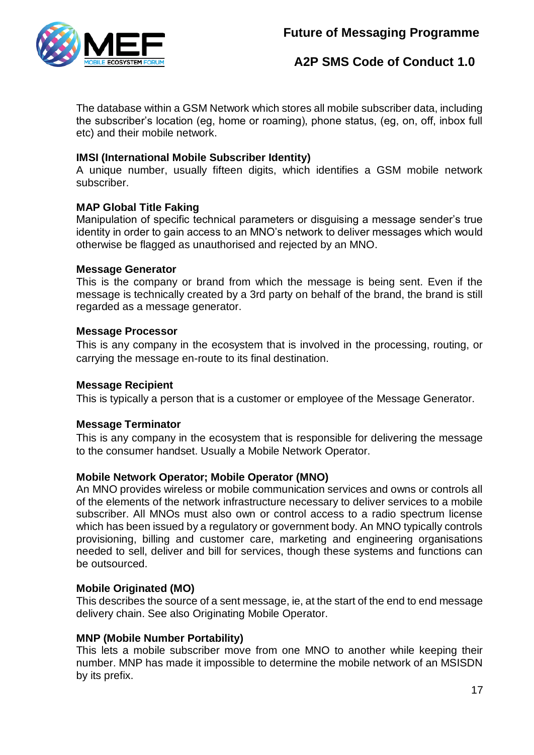The database within a GSM Network which stores all mobile subscriber data, including the subscriber's location (eg, home or roaming), phone status, (eg, on, off, inbox full etc) and their mobile network.

**IMSI (International Mobile Subscriber Identity)**
A unique number, usually fifteen digits, which identifies a GSM mobile network subscriber.

**MAP Global Title Faking**
Manipulation of specific technical parameters or disguising a message sender's true identity in order to gain access to an MNO's network to deliver messages which would otherwise be flagged as unauthorised and rejected by an MNO.

**Message Generator**
This is the company or brand from which the message is being sent. Even if the message is technically created by a 3rd party on behalf of the brand, the brand is still regarded as a message generator.

**Message Processor**
This is any company in the ecosystem that is involved in the processing, routing, or carrying the message en-route to its final destination.

**Message Recipient**
This is typically a person that is a customer or employee of the Message Generator.

**Message Terminator**
This is any company in the ecosystem that is responsible for delivering the message to the consumer handset. Usually a Mobile Network Operator.

**Mobile Network Operator; Mobile Operator (MNO)**
An MNO provides wireless or mobile communication services and owns or controls all of the elements of the network infrastructure necessary to deliver services to a mobile subscriber. All MNOs must also own or control access to a radio spectrum license which has been issued by a regulatory or government body. An MNO typically controls provisioning, billing and customer care, marketing and engineering organisations needed to sell, deliver and bill for services, though these systems and functions can be outsourced.

**Mobile Originated (MO)**
This describes the source of a sent message, ie, at the start of the end to end message delivery chain. See also Originating Mobile Operator.

**MNP (Mobile Number Portability)**
This lets a mobile subscriber move from one MNO to another while keeping their number. MNP has made it impossible to determine the mobile network of an MSISDN by its prefix.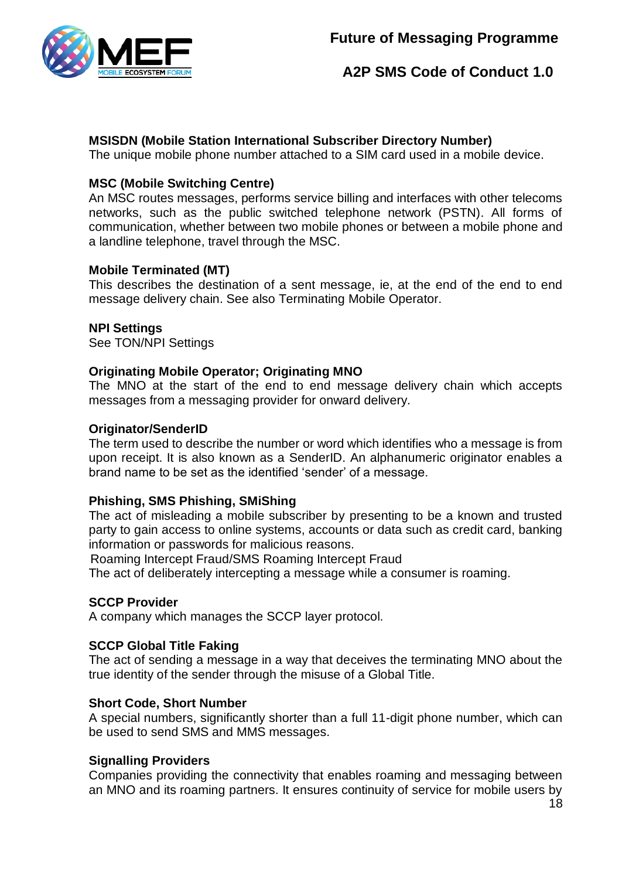**MSISDN (Mobile Station International Subscriber Directory Number)**
The unique mobile phone number attached to a SIM card used in a mobile device.

**MSC (Mobile Switching Centre)**
An MSC routes messages, performs service billing and interfaces with other telecoms networks, such as the public switched telephone network (PSTN). All forms of communication, whether between two mobile phones or between a mobile phone and a landline telephone, travel through the MSC.

**Mobile Terminated (MT)**
This describes the destination of a sent message, ie, at the end of the end to end message delivery chain. See also Terminating Mobile Operator.

**NPI Settings**
See TON/NPI Settings

**Originating Mobile Operator; Originating MNO**
The MNO at the start of the end to end message delivery chain which accepts messages from a messaging provider for onward delivery.

**Originator/SenderID**
The term used to describe the number or word which identifies who a message is from upon receipt. It is also known as a SenderID. An alphanumeric originator enables a brand name to be set as the identified 'sender' of a message.

**Phishing, SMS Phishing, SMiShing**
The act of misleading a mobile subscriber by presenting to be a known and trusted party to gain access to online systems, accounts or data such as credit card, banking information or passwords for malicious reasons.
Roaming Intercept Fraud/SMS Roaming Intercept Fraud
The act of deliberately intercepting a message while a consumer is roaming.

**SCCP Provider**
A company which manages the SCCP layer protocol.

**SCCP Global Title Faking**
The act of sending a message in a way that deceives the terminating MNO about the true identity of the sender through the misuse of a Global Title.

**Short Code, Short Number**
A special numbers, significantly shorter than a full 11-digit phone number, which can be used to send SMS and MMS messages.

**Signalling Providers**
Companies providing the connectivity that enables roaming and messaging between an MNO and its roaming partners. It ensures continuity of service for mobile users by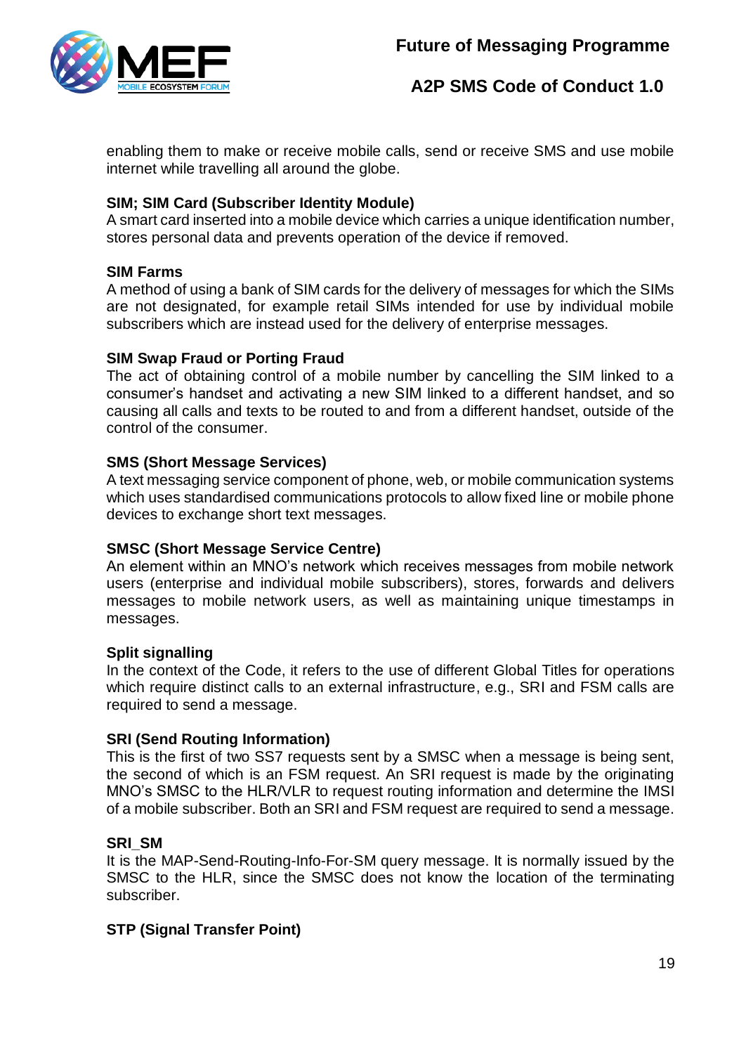enabling them to make or receive mobile calls, send or receive SMS and use mobile internet while travelling all around the globe.

**SIM; SIM Card (Subscriber Identity Module)**
A smart card inserted into a mobile device which carries a unique identification number, stores personal data and prevents operation of the device if removed.

**SIM Farms**
A method of using a bank of SIM cards for the delivery of messages for which the SIMs are not designated, for example retail SIMs intended for use by individual mobile subscribers which are instead used for the delivery of enterprise messages.

**SIM Swap Fraud or Porting Fraud**
The act of obtaining control of a mobile number by cancelling the SIM linked to a consumer's handset and activating a new SIM linked to a different handset, and so causing all calls and texts to be routed to and from a different handset, outside of the control of the consumer.

**SMS (Short Message Services)**
A text messaging service component of phone, web, or mobile communication systems which uses standardised communications protocols to allow fixed line or mobile phone devices to exchange short text messages.

**SMSC (Short Message Service Centre)**
An element within an MNO's network which receives messages from mobile network users (enterprise and individual mobile subscribers), stores, forwards and delivers messages to mobile network users, as well as maintaining unique timestamps in messages.

**Split signalling**
In the context of the Code, it refers to the use of different Global Titles for operations which require distinct calls to an external infrastructure, e.g., SRI and FSM calls are required to send a message.

**SRI (Send Routing Information)**
This is the first of two SS7 requests sent by a SMSC when a message is being sent, the second of which is an FSM request. An SRI request is made by the originating MNO's SMSC to the HLR/VLR to request routing information and determine the IMSI of a mobile subscriber. Both an SRI and FSM request are required to send a message.

**SRI_SM**
It is the MAP-Send-Routing-Info-For-SM query message. It is normally issued by the SMSC to the HLR, since the SMSC does not know the location of the terminating subscriber.

**STP (Signal Transfer Point)**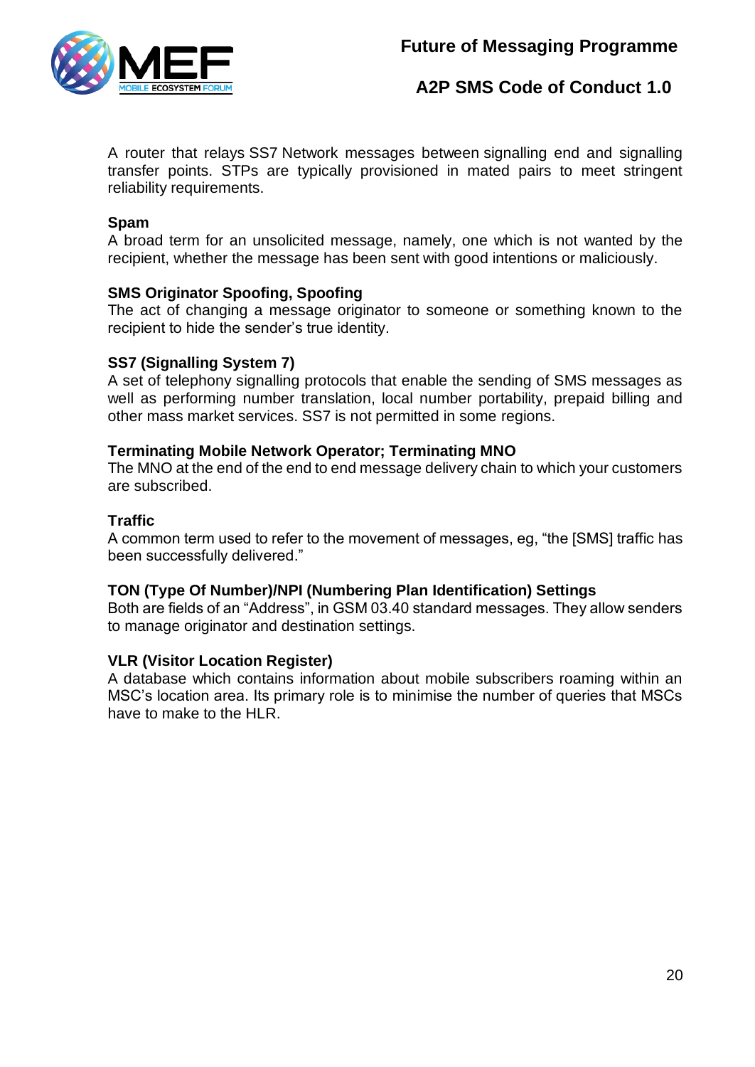A router that relays SS7 Network messages between signalling end and signalling transfer points. STPs are typically provisioned in mated pairs to meet stringent reliability requirements.

**Spam**
A broad term for an unsolicited message, namely, one which is not wanted by the recipient, whether the message has been sent with good intentions or maliciously.

**SMS Originator Spoofing, Spoofing**
The act of changing a message originator to someone or something known to the recipient to hide the sender's true identity.

**SS7 (Signalling System 7)**
A set of telephony signalling protocols that enable the sending of SMS messages as well as performing number translation, local number portability, prepaid billing and other mass market services. SS7 is not permitted in some regions.

**Terminating Mobile Network Operator; Terminating MNO**
The MNO at the end of the end to end message delivery chain to which your customers are subscribed.

**Traffic**
A common term used to refer to the movement of messages, eg, "the [SMS] traffic has been successfully delivered."

**TON (Type Of Number)/NPI (Numbering Plan Identification) Settings**
Both are fields of an "Address", in GSM 03.40 standard messages. They allow senders to manage originator and destination settings.

**VLR (Visitor Location Register)**
A database which contains information about mobile subscribers roaming within an MSC's location area. Its primary role is to minimise the number of queries that MSCs have to make to the HLR.